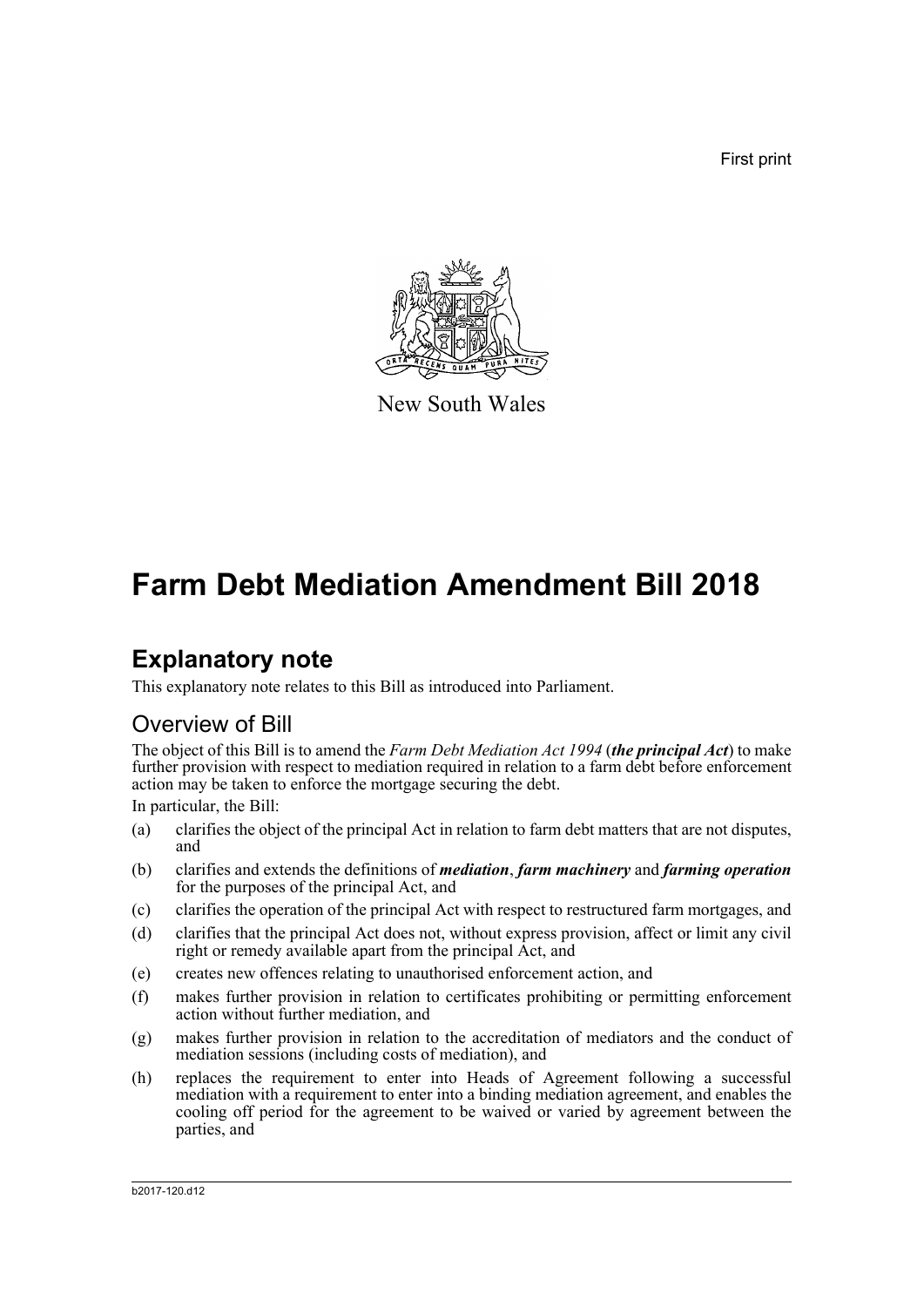First print

New South Wales

# Farm Debt Mediation Amendment Bill 2018

## Explanatory note

This explanatory note relates to this Bill as introduced into Parliament.

### Overview of Bill

The object of this Bill is to amend the *Farm Debt Mediation Act 1994* (***the principal Act***) to make further provision with respect to mediation required in relation to a farm debt before enforcement action may be taken to enforce the mortgage securing the debt.

In particular, the Bill:

(a) clarifies the object of the principal Act in relation to farm debt matters that are not disputes, and

(b) clarifies and extends the definitions of ***mediation***, ***farm machinery*** and ***farming operation*** for the purposes of the principal Act, and

(c) clarifies the operation of the principal Act with respect to restructured farm mortgages, and

(d) clarifies that the principal Act does not, without express provision, affect or limit any civil right or remedy available apart from the principal Act, and

(e) creates new offences relating to unauthorised enforcement action, and

(f) makes further provision in relation to certificates prohibiting or permitting enforcement action without further mediation, and

(g) makes further provision in relation to the accreditation of mediators and the conduct of mediation sessions (including costs of mediation), and

(h) replaces the requirement to enter into Heads of Agreement following a successful mediation with a requirement to enter into a binding mediation agreement, and enables the cooling off period for the agreement to be waived or varied by agreement between the parties, and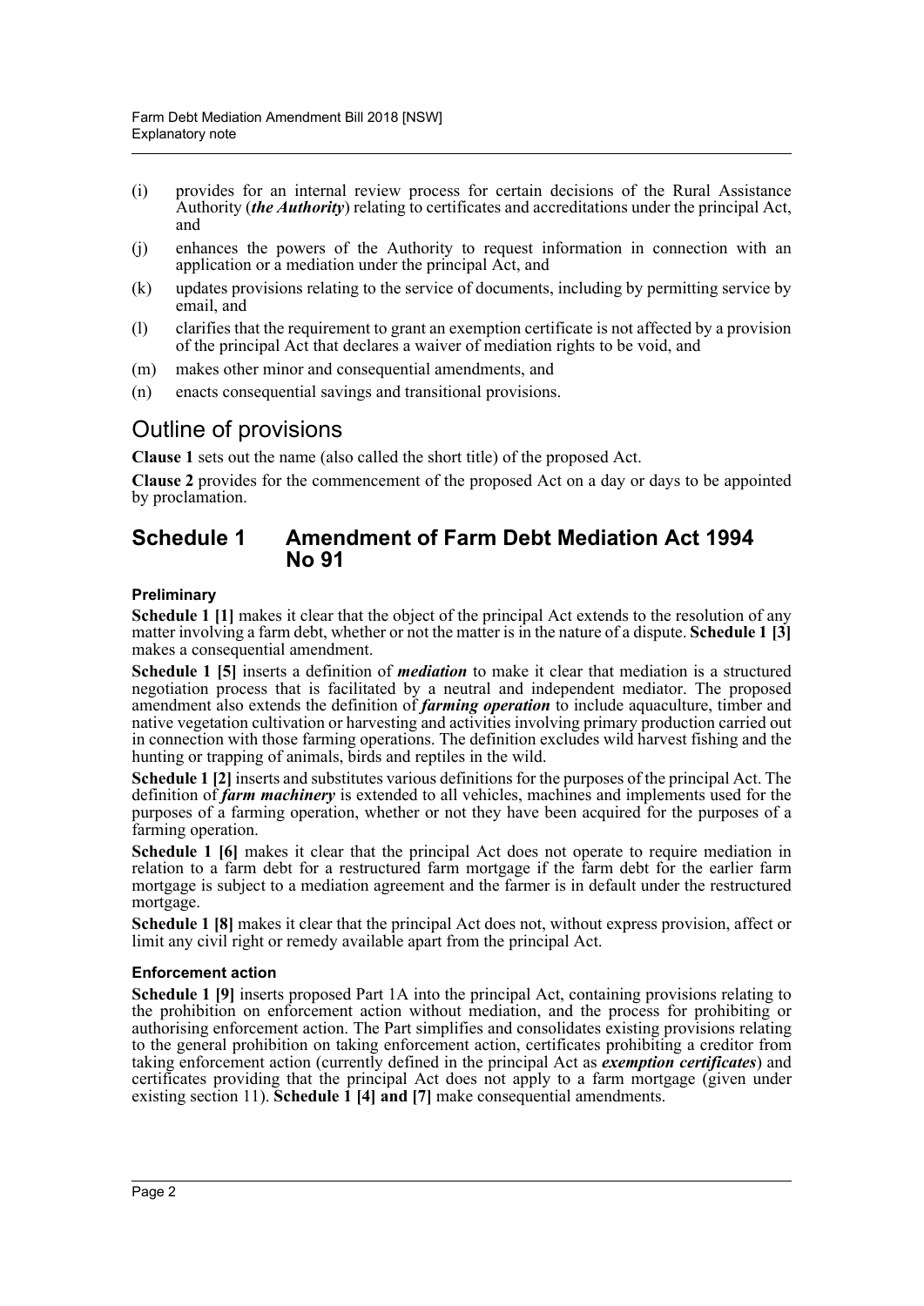(i) provides for an internal review process for certain decisions of the Rural Assistance Authority (***the Authority***) relating to certificates and accreditations under the principal Act, and

(j) enhances the powers of the Authority to request information in connection with an application or a mediation under the principal Act, and

(k) updates provisions relating to the service of documents, including by permitting service by email, and

(l) clarifies that the requirement to grant an exemption certificate is not affected by a provision of the principal Act that declares a waiver of mediation rights to be void, and

(m) makes other minor and consequential amendments, and

(n) enacts consequential savings and transitional provisions.

## Outline of provisions

**Clause 1** sets out the name (also called the short title) of the proposed Act.

**Clause 2** provides for the commencement of the proposed Act on a day or days to be appointed by proclamation.

## Schedule 1 Amendment of Farm Debt Mediation Act 1994 No 91

#### Preliminary

**Schedule 1 [1]** makes it clear that the object of the principal Act extends to the resolution of any matter involving a farm debt, whether or not the matter is in the nature of a dispute. **Schedule 1 [3]** makes a consequential amendment.

**Schedule 1 [5]** inserts a definition of ***mediation*** to make it clear that mediation is a structured negotiation process that is facilitated by a neutral and independent mediator. The proposed amendment also extends the definition of ***farming operation*** to include aquaculture, timber and native vegetation cultivation or harvesting and activities involving primary production carried out in connection with those farming operations. The definition excludes wild harvest fishing and the hunting or trapping of animals, birds and reptiles in the wild.

**Schedule 1 [2]** inserts and substitutes various definitions for the purposes of the principal Act. The definition of ***farm machinery*** is extended to all vehicles, machines and implements used for the purposes of a farming operation, whether or not they have been acquired for the purposes of a farming operation.

**Schedule 1 [6]** makes it clear that the principal Act does not operate to require mediation in relation to a farm debt for a restructured farm mortgage if the farm debt for the earlier farm mortgage is subject to a mediation agreement and the farmer is in default under the restructured mortgage.

**Schedule 1 [8]** makes it clear that the principal Act does not, without express provision, affect or limit any civil right or remedy available apart from the principal Act.

#### Enforcement action

**Schedule 1 [9]** inserts proposed Part 1A into the principal Act, containing provisions relating to the prohibition on enforcement action without mediation, and the process for prohibiting or authorising enforcement action. The Part simplifies and consolidates existing provisions relating to the general prohibition on taking enforcement action, certificates prohibiting a creditor from taking enforcement action (currently defined in the principal Act as ***exemption certificates***) and certificates providing that the principal Act does not apply to a farm mortgage (given under existing section 11). **Schedule 1 [4] and [7]** make consequential amendments.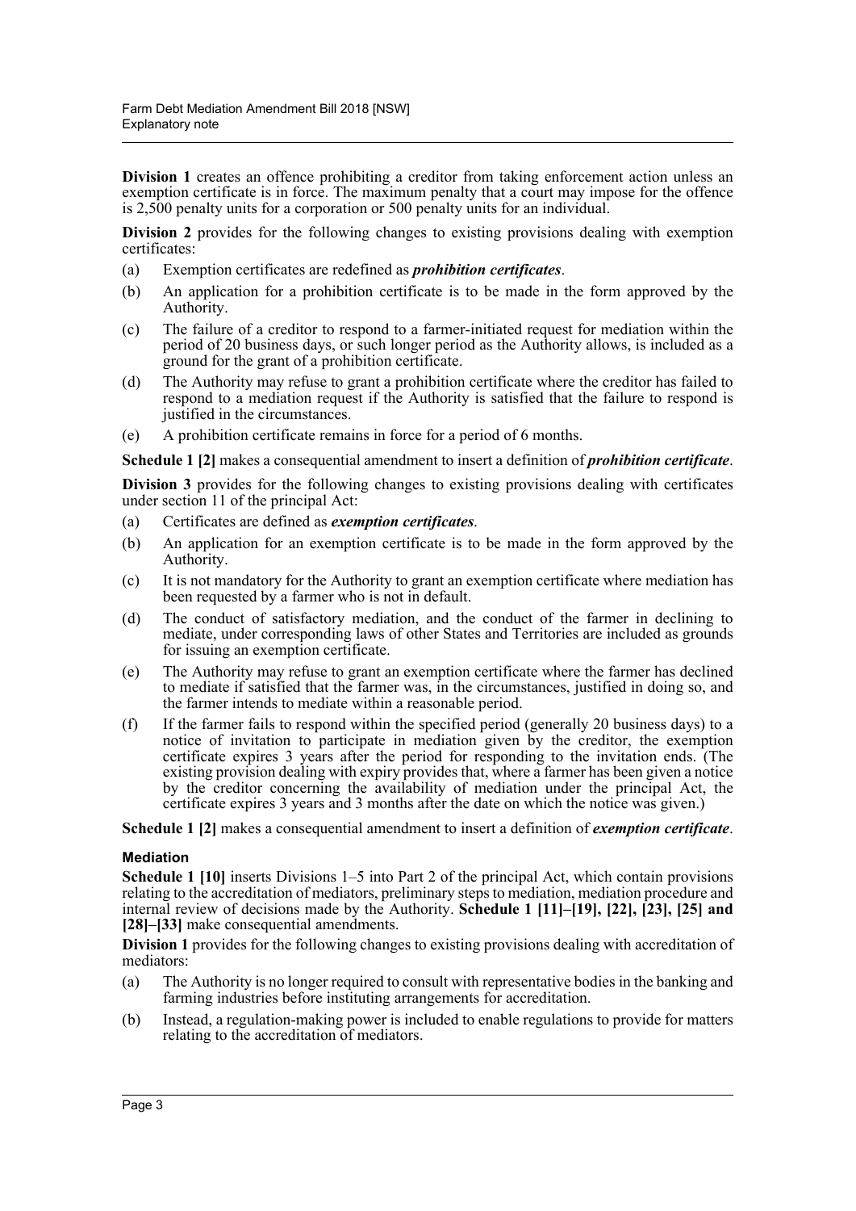**Division 1** creates an offence prohibiting a creditor from taking enforcement action unless an exemption certificate is in force. The maximum penalty that a court may impose for the offence is 2,500 penalty units for a corporation or 500 penalty units for an individual.

**Division 2** provides for the following changes to existing provisions dealing with exemption certificates:

(a) Exemption certificates are redefined as ***prohibition certificates***.

(b) An application for a prohibition certificate is to be made in the form approved by the Authority.

(c) The failure of a creditor to respond to a farmer-initiated request for mediation within the period of 20 business days, or such longer period as the Authority allows, is included as a ground for the grant of a prohibition certificate.

(d) The Authority may refuse to grant a prohibition certificate where the creditor has failed to respond to a mediation request if the Authority is satisfied that the failure to respond is justified in the circumstances.

(e) A prohibition certificate remains in force for a period of 6 months.

**Schedule 1 [2]** makes a consequential amendment to insert a definition of ***prohibition certificate***.

**Division 3** provides for the following changes to existing provisions dealing with certificates under section 11 of the principal Act:

(a) Certificates are defined as ***exemption certificates***.

(b) An application for an exemption certificate is to be made in the form approved by the Authority.

(c) It is not mandatory for the Authority to grant an exemption certificate where mediation has been requested by a farmer who is not in default.

(d) The conduct of satisfactory mediation, and the conduct of the farmer in declining to mediate, under corresponding laws of other States and Territories are included as grounds for issuing an exemption certificate.

(e) The Authority may refuse to grant an exemption certificate where the farmer has declined to mediate if satisfied that the farmer was, in the circumstances, justified in doing so, and the farmer intends to mediate within a reasonable period.

(f) If the farmer fails to respond within the specified period (generally 20 business days) to a notice of invitation to participate in mediation given by the creditor, the exemption certificate expires 3 years after the period for responding to the invitation ends. (The existing provision dealing with expiry provides that, where a farmer has been given a notice by the creditor concerning the availability of mediation under the principal Act, the certificate expires 3 years and 3 months after the date on which the notice was given.)

**Schedule 1 [2]** makes a consequential amendment to insert a definition of ***exemption certificate***.

#### Mediation

**Schedule 1 [10]** inserts Divisions 1–5 into Part 2 of the principal Act, which contain provisions relating to the accreditation of mediators, preliminary steps to mediation, mediation procedure and internal review of decisions made by the Authority. **Schedule 1 [11]–[19], [22], [23], [25] and [28]–[33]** make consequential amendments.

**Division 1** provides for the following changes to existing provisions dealing with accreditation of mediators:

(a) The Authority is no longer required to consult with representative bodies in the banking and farming industries before instituting arrangements for accreditation.

(b) Instead, a regulation-making power is included to enable regulations to provide for matters relating to the accreditation of mediators.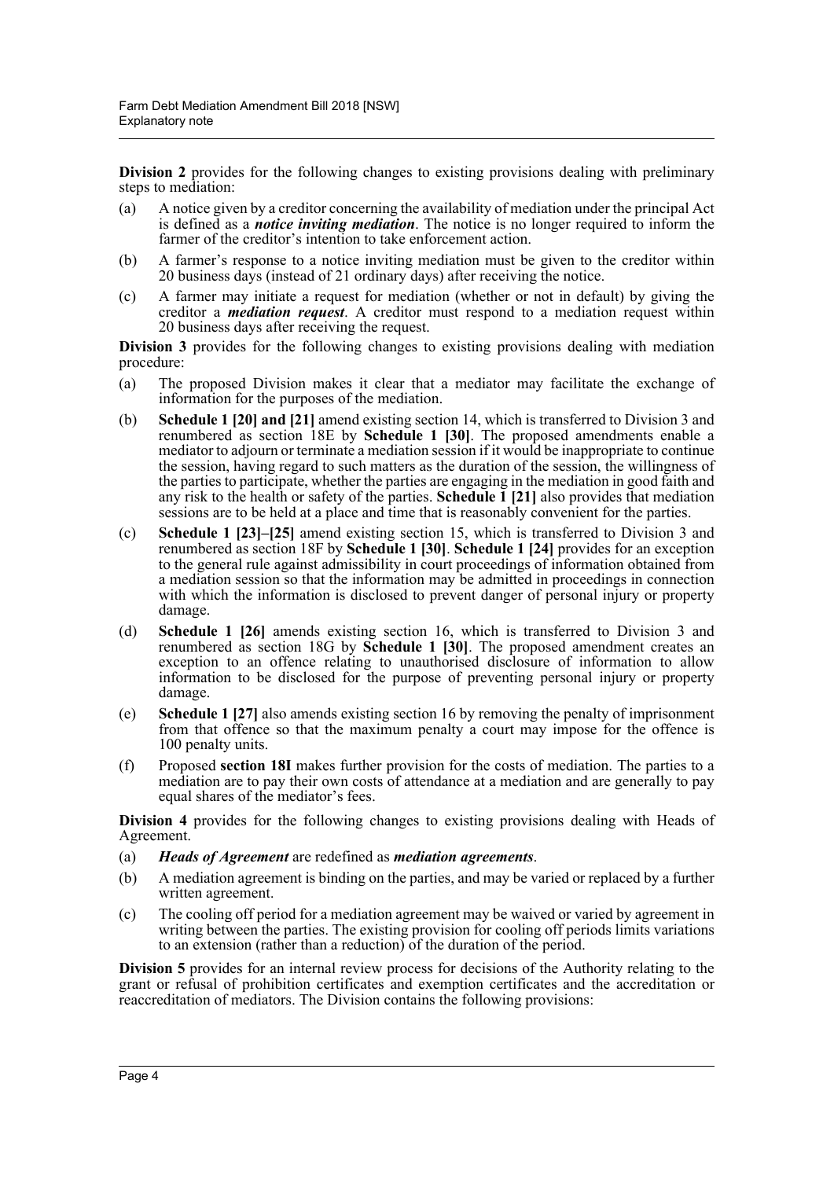**Division 2** provides for the following changes to existing provisions dealing with preliminary steps to mediation:

(a) A notice given by a creditor concerning the availability of mediation under the principal Act is defined as a ***notice inviting mediation***. The notice is no longer required to inform the farmer of the creditor's intention to take enforcement action.

(b) A farmer's response to a notice inviting mediation must be given to the creditor within 20 business days (instead of 21 ordinary days) after receiving the notice.

(c) A farmer may initiate a request for mediation (whether or not in default) by giving the creditor a ***mediation request***. A creditor must respond to a mediation request within 20 business days after receiving the request.

**Division 3** provides for the following changes to existing provisions dealing with mediation procedure:

(a) The proposed Division makes it clear that a mediator may facilitate the exchange of information for the purposes of the mediation.

(b) **Schedule 1 [20] and [21]** amend existing section 14, which is transferred to Division 3 and renumbered as section 18E by **Schedule 1 [30]**. The proposed amendments enable a mediator to adjourn or terminate a mediation session if it would be inappropriate to continue the session, having regard to such matters as the duration of the session, the willingness of the parties to participate, whether the parties are engaging in the mediation in good faith and any risk to the health or safety of the parties. **Schedule 1 [21]** also provides that mediation sessions are to be held at a place and time that is reasonably convenient for the parties.

(c) **Schedule 1 [23]–[25]** amend existing section 15, which is transferred to Division 3 and renumbered as section 18F by **Schedule 1 [30]**. **Schedule 1 [24]** provides for an exception to the general rule against admissibility in court proceedings of information obtained from a mediation session so that the information may be admitted in proceedings in connection with which the information is disclosed to prevent danger of personal injury or property damage.

(d) **Schedule 1 [26]** amends existing section 16, which is transferred to Division 3 and renumbered as section 18G by **Schedule 1 [30]**. The proposed amendment creates an exception to an offence relating to unauthorised disclosure of information to allow information to be disclosed for the purpose of preventing personal injury or property damage.

(e) **Schedule 1 [27]** also amends existing section 16 by removing the penalty of imprisonment from that offence so that the maximum penalty a court may impose for the offence is 100 penalty units.

(f) Proposed **section 18I** makes further provision for the costs of mediation. The parties to a mediation are to pay their own costs of attendance at a mediation and are generally to pay equal shares of the mediator's fees.

**Division 4** provides for the following changes to existing provisions dealing with Heads of Agreement.

(a) ***Heads of Agreement*** are redefined as ***mediation agreements***.

(b) A mediation agreement is binding on the parties, and may be varied or replaced by a further written agreement.

(c) The cooling off period for a mediation agreement may be waived or varied by agreement in writing between the parties. The existing provision for cooling off periods limits variations to an extension (rather than a reduction) of the duration of the period.

**Division 5** provides for an internal review process for decisions of the Authority relating to the grant or refusal of prohibition certificates and exemption certificates and the accreditation or reaccreditation of mediators. The Division contains the following provisions: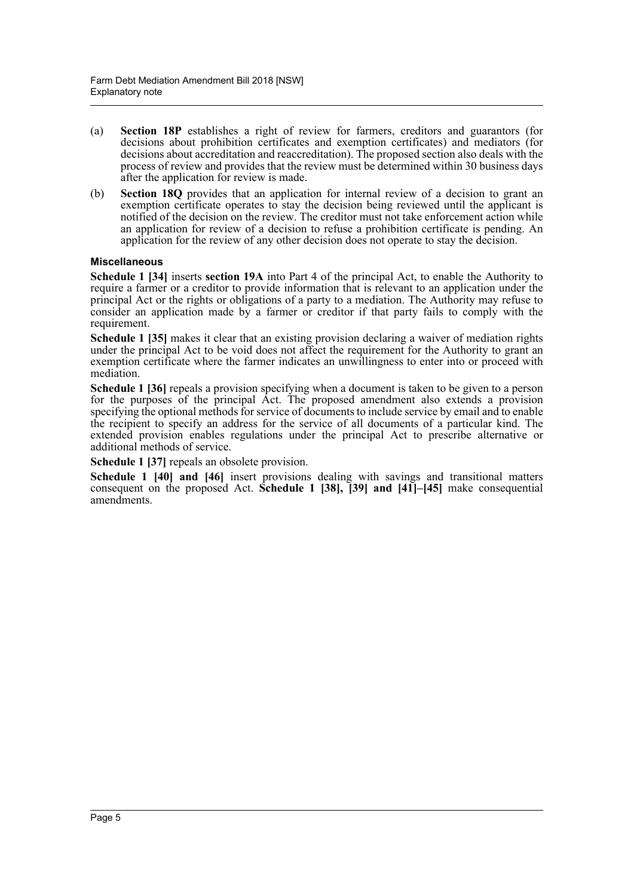(a) **Section 18P** establishes a right of review for farmers, creditors and guarantors (for decisions about prohibition certificates and exemption certificates) and mediators (for decisions about accreditation and reaccreditation). The proposed section also deals with the process of review and provides that the review must be determined within 30 business days after the application for review is made.

(b) **Section 18Q** provides that an application for internal review of a decision to grant an exemption certificate operates to stay the decision being reviewed until the applicant is notified of the decision on the review. The creditor must not take enforcement action while an application for review of a decision to refuse a prohibition certificate is pending. An application for the review of any other decision does not operate to stay the decision.

#### Miscellaneous

**Schedule 1 [34]** inserts **section 19A** into Part 4 of the principal Act, to enable the Authority to require a farmer or a creditor to provide information that is relevant to an application under the principal Act or the rights or obligations of a party to a mediation. The Authority may refuse to consider an application made by a farmer or creditor if that party fails to comply with the requirement.

**Schedule 1 [35]** makes it clear that an existing provision declaring a waiver of mediation rights under the principal Act to be void does not affect the requirement for the Authority to grant an exemption certificate where the farmer indicates an unwillingness to enter into or proceed with mediation.

**Schedule 1 [36]** repeals a provision specifying when a document is taken to be given to a person for the purposes of the principal Act. The proposed amendment also extends a provision specifying the optional methods for service of documents to include service by email and to enable the recipient to specify an address for the service of all documents of a particular kind. The extended provision enables regulations under the principal Act to prescribe alternative or additional methods of service.

**Schedule 1 [37]** repeals an obsolete provision.

**Schedule 1 [40] and [46]** insert provisions dealing with savings and transitional matters consequent on the proposed Act. **Schedule 1 [38], [39] and [41]–[45]** make consequential amendments.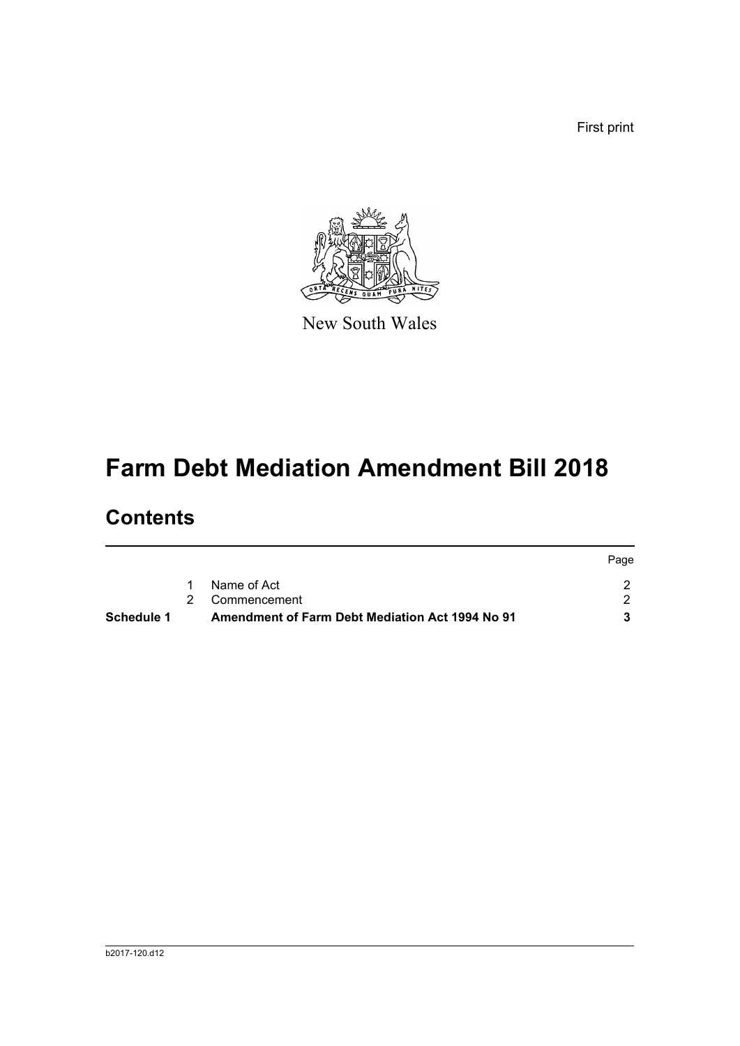First print

New South Wales

# Farm Debt Mediation Amendment Bill 2018

## Contents

| | | | Page |
|---|---|---|---|
| | 1 | Name of Act | 2 |
| | 2 | Commencement | 2 |
| **Schedule 1** | | **Amendment of Farm Debt Mediation Act 1994 No 91** | **3** |

b2017-120.d12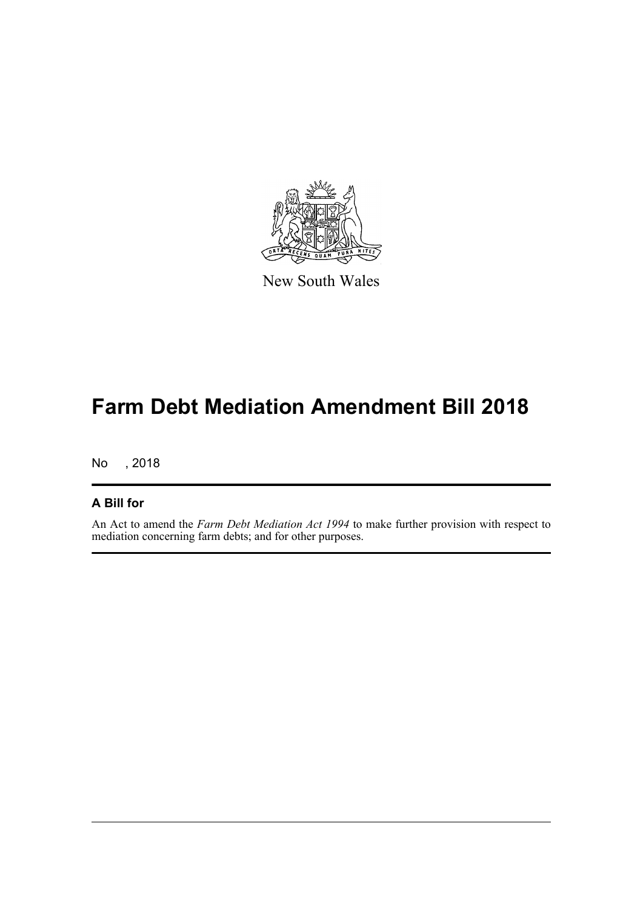New South Wales

# Farm Debt Mediation Amendment Bill 2018

No , 2018

## A Bill for

An Act to amend the *Farm Debt Mediation Act 1994* to make further provision with respect to mediation concerning farm debts; and for other purposes.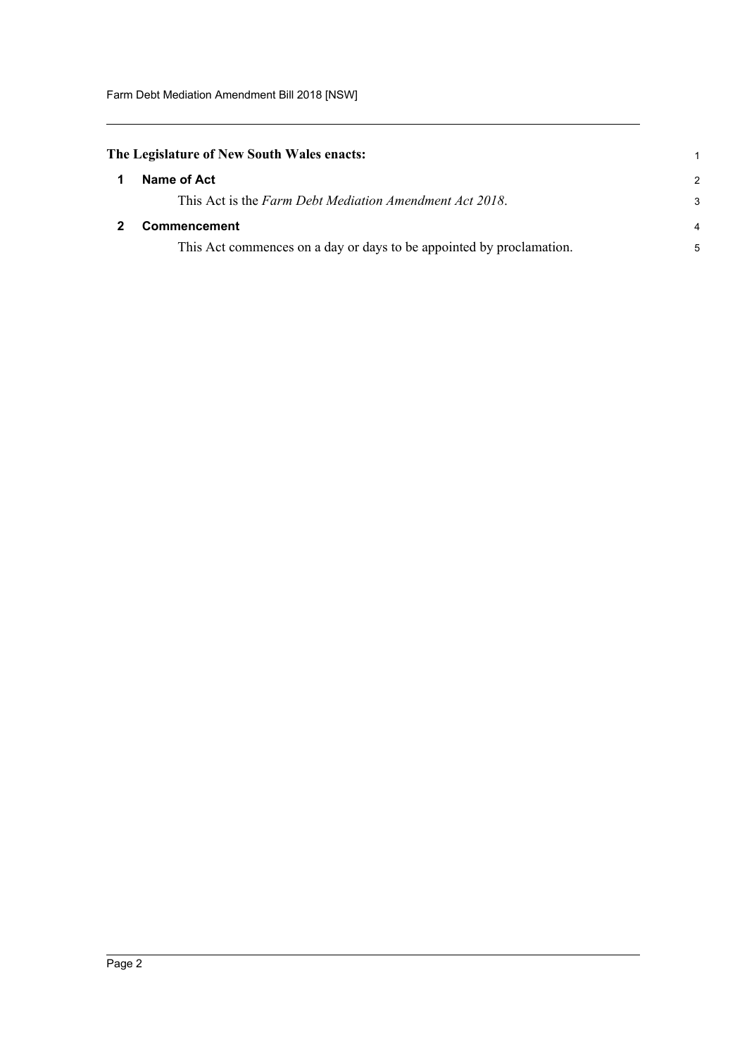**The Legislature of New South Wales enacts:**

### 1 Name of Act

This Act is the *Farm Debt Mediation Amendment Act 2018*.

### 2 Commencement

This Act commences on a day or days to be appointed by proclamation.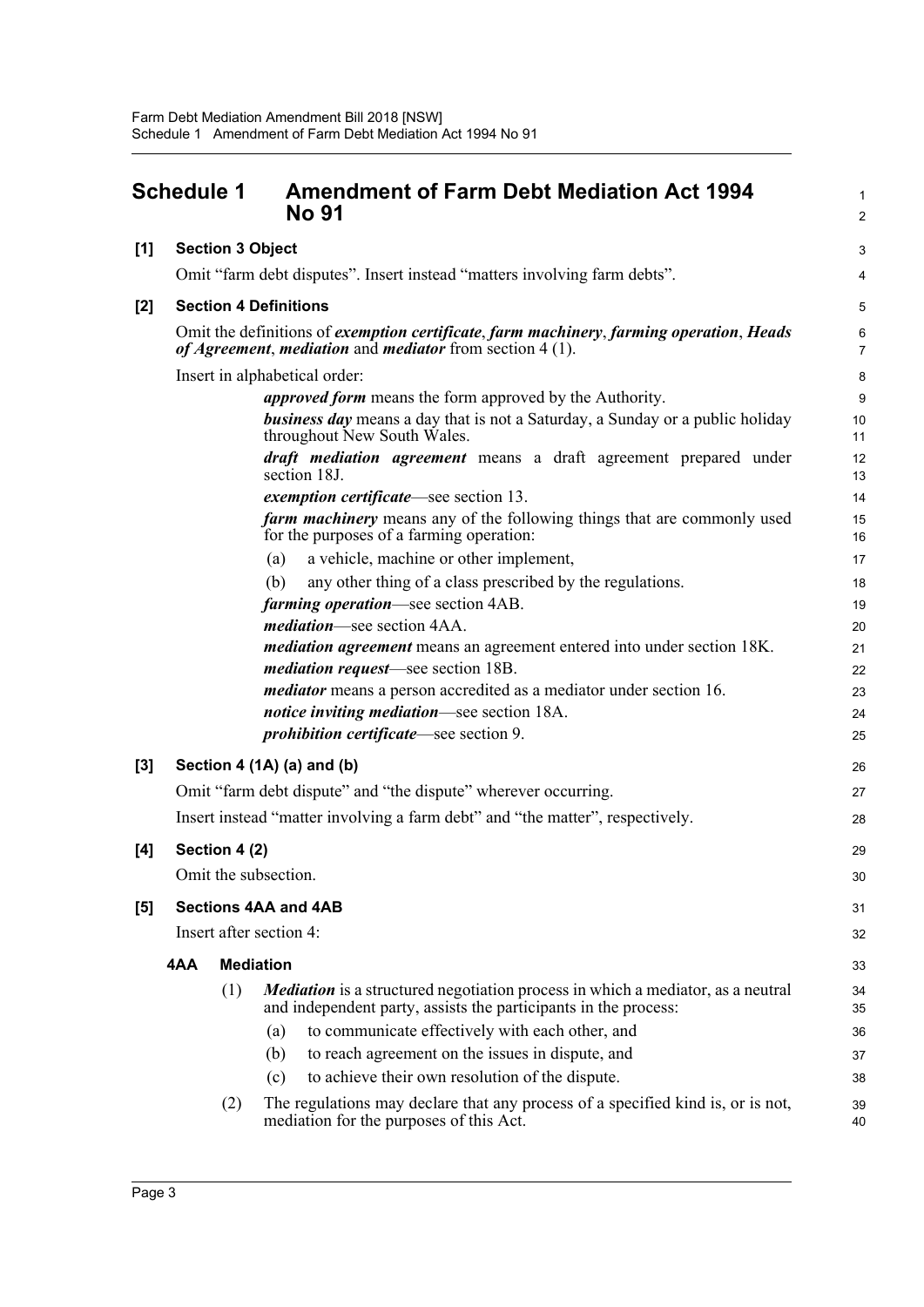# Schedule 1 Amendment of Farm Debt Mediation Act 1994 No 91

**[1] Section 3 Object**

Omit "farm debt disputes". Insert instead "matters involving farm debts".

**[2] Section 4 Definitions**

Omit the definitions of ***exemption certificate***, ***farm machinery***, ***farming operation***, ***Heads of Agreement***, ***mediation*** and ***mediator*** from section 4 (1).

Insert in alphabetical order:

> ***approved form*** means the form approved by the Authority.
>
> ***business day*** means a day that is not a Saturday, a Sunday or a public holiday throughout New South Wales.
>
> ***draft mediation agreement*** means a draft agreement prepared under section 18J.
>
> ***exemption certificate***—see section 13.
>
> ***farm machinery*** means any of the following things that are commonly used for the purposes of a farming operation:
>
> (a) a vehicle, machine or other implement,
>
> (b) any other thing of a class prescribed by the regulations.
>
> ***farming operation***—see section 4AB.
>
> ***mediation***—see section 4AA.
>
> ***mediation agreement*** means an agreement entered into under section 18K.
>
> ***mediation request***—see section 18B.
>
> ***mediator*** means a person accredited as a mediator under section 16.
>
> ***notice inviting mediation***—see section 18A.
>
> ***prohibition certificate***—see section 9.

**[3] Section 4 (1A) (a) and (b)**

Omit "farm debt dispute" and "the dispute" wherever occurring.

Insert instead "matter involving a farm debt" and "the matter", respectively.

**[4] Section 4 (2)**

Omit the subsection.

**[5] Sections 4AA and 4AB**

Insert after section 4:

> **4AA Mediation**
>
> (1) ***Mediation*** is a structured negotiation process in which a mediator, as a neutral and independent party, assists the participants in the process:
>
> (a) to communicate effectively with each other, and
>
> (b) to reach agreement on the issues in dispute, and
>
> (c) to achieve their own resolution of the dispute.
>
> (2) The regulations may declare that any process of a specified kind is, or is not, mediation for the purposes of this Act.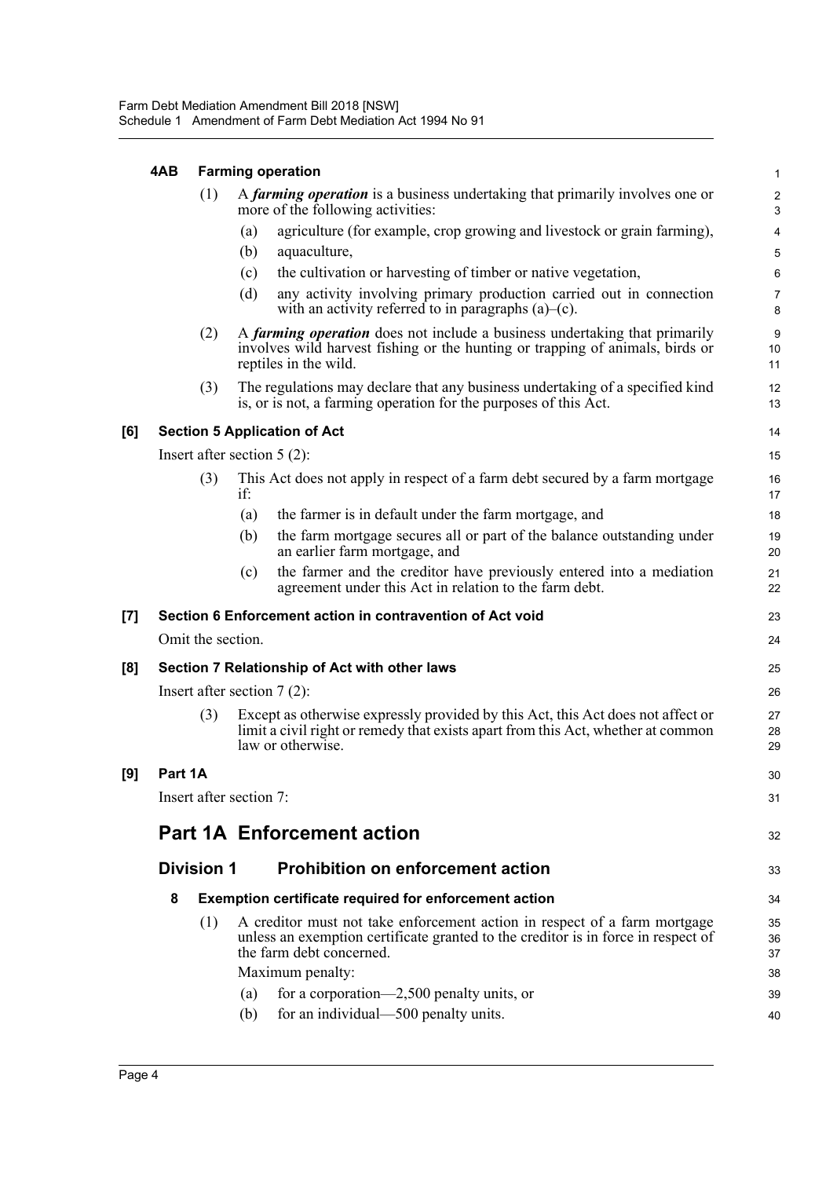**4AB Farming operation**

(1) A ***farming operation*** is a business undertaking that primarily involves one or more of the following activities:

(a) agriculture (for example, crop growing and livestock or grain farming),

(b) aquaculture,

(c) the cultivation or harvesting of timber or native vegetation,

(d) any activity involving primary production carried out in connection with an activity referred to in paragraphs (a)–(c).

(2) A ***farming operation*** does not include a business undertaking that primarily involves wild harvest fishing or the hunting or trapping of animals, birds or reptiles in the wild.

(3) The regulations may declare that any business undertaking of a specified kind is, or is not, a farming operation for the purposes of this Act.

**[6] Section 5 Application of Act**

Insert after section 5 (2):

(3) This Act does not apply in respect of a farm debt secured by a farm mortgage if:

(a) the farmer is in default under the farm mortgage, and

(b) the farm mortgage secures all or part of the balance outstanding under an earlier farm mortgage, and

(c) the farmer and the creditor have previously entered into a mediation agreement under this Act in relation to the farm debt.

**[7] Section 6 Enforcement action in contravention of Act void**

Omit the section.

**[8] Section 7 Relationship of Act with other laws**

Insert after section 7 (2):

(3) Except as otherwise expressly provided by this Act, this Act does not affect or limit a civil right or remedy that exists apart from this Act, whether at common law or otherwise.

**[9] Part 1A**

Insert after section 7:

## Part 1A Enforcement action

### Division 1 Prohibition on enforcement action

**8 Exemption certificate required for enforcement action**

(1) A creditor must not take enforcement action in respect of a farm mortgage unless an exemption certificate granted to the creditor is in force in respect of the farm debt concerned.

Maximum penalty:

(a) for a corporation—2,500 penalty units, or

(b) for an individual—500 penalty units.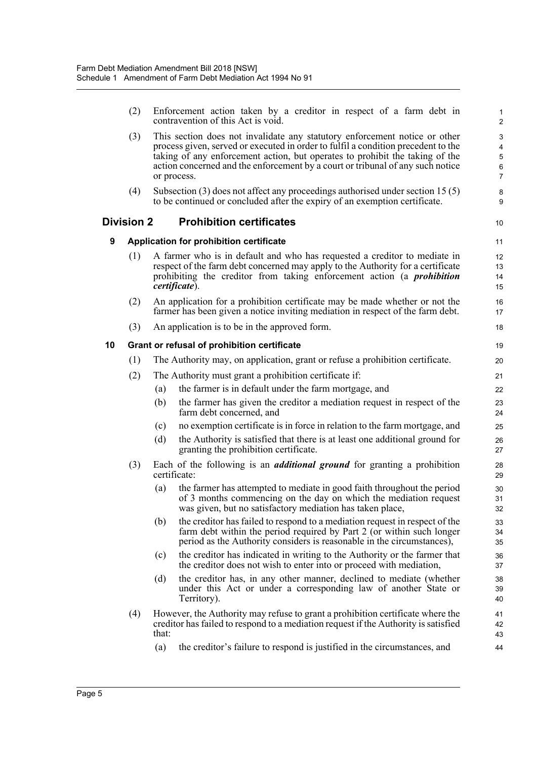(2) Enforcement action taken by a creditor in respect of a farm debt in contravention of this Act is void.

(3) This section does not invalidate any statutory enforcement notice or other process given, served or executed in order to fulfil a condition precedent to the taking of any enforcement action, but operates to prohibit the taking of the action concerned and the enforcement by a court or tribunal of any such notice or process.

(4) Subsection (3) does not affect any proceedings authorised under section 15 (5) to be continued or concluded after the expiry of an exemption certificate.

## Division 2 Prohibition certificates

### 9 Application for prohibition certificate

(1) A farmer who is in default and who has requested a creditor to mediate in respect of the farm debt concerned may apply to the Authority for a certificate prohibiting the creditor from taking enforcement action (a ***prohibition certificate***).

(2) An application for a prohibition certificate may be made whether or not the farmer has been given a notice inviting mediation in respect of the farm debt.

(3) An application is to be in the approved form.

### 10 Grant or refusal of prohibition certificate

(1) The Authority may, on application, grant or refuse a prohibition certificate.

(2) The Authority must grant a prohibition certificate if:

- (a) the farmer is in default under the farm mortgage, and
- (b) the farmer has given the creditor a mediation request in respect of the farm debt concerned, and
- (c) no exemption certificate is in force in relation to the farm mortgage, and
- (d) the Authority is satisfied that there is at least one additional ground for granting the prohibition certificate.

(3) Each of the following is an ***additional ground*** for granting a prohibition certificate:

- (a) the farmer has attempted to mediate in good faith throughout the period of 3 months commencing on the day on which the mediation request was given, but no satisfactory mediation has taken place,
- (b) the creditor has failed to respond to a mediation request in respect of the farm debt within the period required by Part 2 (or within such longer period as the Authority considers is reasonable in the circumstances),
- (c) the creditor has indicated in writing to the Authority or the farmer that the creditor does not wish to enter into or proceed with mediation,
- (d) the creditor has, in any other manner, declined to mediate (whether under this Act or under a corresponding law of another State or Territory).

(4) However, the Authority may refuse to grant a prohibition certificate where the creditor has failed to respond to a mediation request if the Authority is satisfied that:

- (a) the creditor's failure to respond is justified in the circumstances, and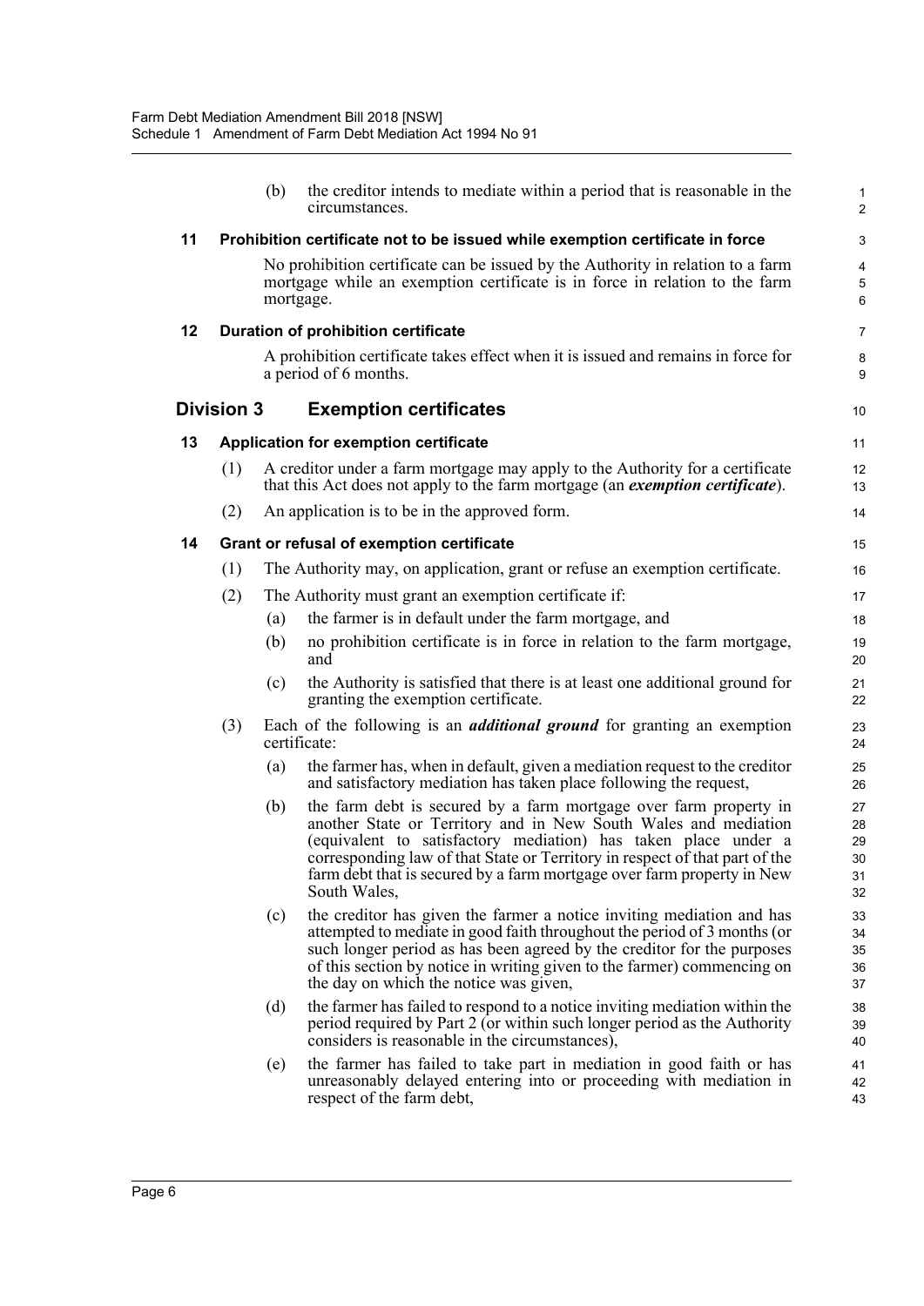(b) the creditor intends to mediate within a period that is reasonable in the circumstances.

### 11 Prohibition certificate not to be issued while exemption certificate in force

No prohibition certificate can be issued by the Authority in relation to a farm mortgage while an exemption certificate is in force in relation to the farm mortgage.

### 12 Duration of prohibition certificate

A prohibition certificate takes effect when it is issued and remains in force for a period of 6 months.

## Division 3 Exemption certificates

### 13 Application for exemption certificate

(1) A creditor under a farm mortgage may apply to the Authority for a certificate that this Act does not apply to the farm mortgage (an ***exemption certificate***).

(2) An application is to be in the approved form.

### 14 Grant or refusal of exemption certificate

(1) The Authority may, on application, grant or refuse an exemption certificate.

(2) The Authority must grant an exemption certificate if:

(a) the farmer is in default under the farm mortgage, and

(b) no prohibition certificate is in force in relation to the farm mortgage, and

(c) the Authority is satisfied that there is at least one additional ground for granting the exemption certificate.

(3) Each of the following is an ***additional ground*** for granting an exemption certificate:

(a) the farmer has, when in default, given a mediation request to the creditor and satisfactory mediation has taken place following the request,

(b) the farm debt is secured by a farm mortgage over farm property in another State or Territory and in New South Wales and mediation (equivalent to satisfactory mediation) has taken place under a corresponding law of that State or Territory in respect of that part of the farm debt that is secured by a farm mortgage over farm property in New South Wales,

(c) the creditor has given the farmer a notice inviting mediation and has attempted to mediate in good faith throughout the period of 3 months (or such longer period as has been agreed by the creditor for the purposes of this section by notice in writing given to the farmer) commencing on the day on which the notice was given,

(d) the farmer has failed to respond to a notice inviting mediation within the period required by Part 2 (or within such longer period as the Authority considers is reasonable in the circumstances),

(e) the farmer has failed to take part in mediation in good faith or has unreasonably delayed entering into or proceeding with mediation in respect of the farm debt,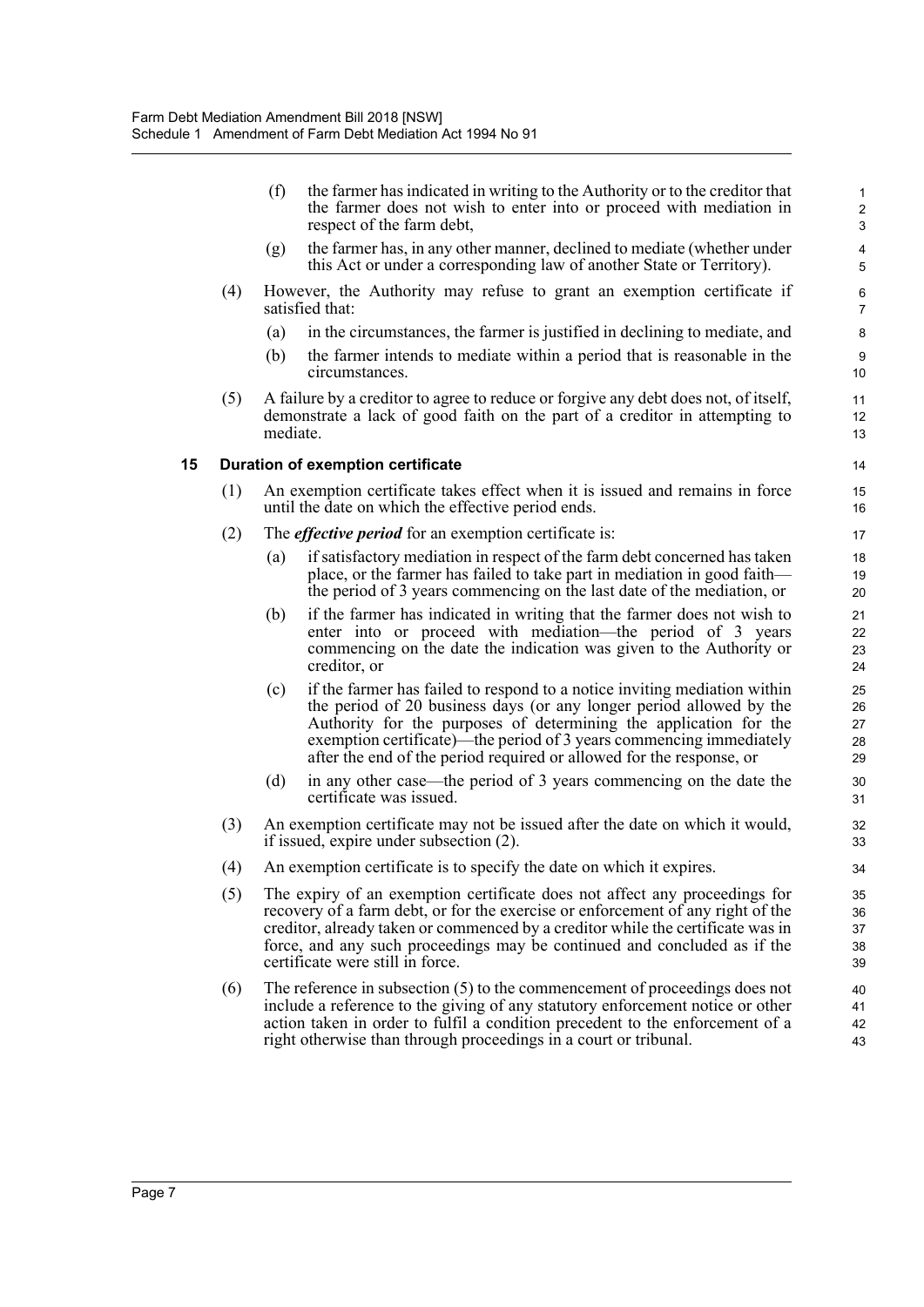(f) the farmer has indicated in writing to the Authority or to the creditor that the farmer does not wish to enter into or proceed with mediation in respect of the farm debt,

(g) the farmer has, in any other manner, declined to mediate (whether under this Act or under a corresponding law of another State or Territory).

(4) However, the Authority may refuse to grant an exemption certificate if satisfied that:

(a) in the circumstances, the farmer is justified in declining to mediate, and

(b) the farmer intends to mediate within a period that is reasonable in the circumstances.

(5) A failure by a creditor to agree to reduce or forgive any debt does not, of itself, demonstrate a lack of good faith on the part of a creditor in attempting to mediate.

### 15 Duration of exemption certificate

(1) An exemption certificate takes effect when it is issued and remains in force until the date on which the effective period ends.

(2) The ***effective period*** for an exemption certificate is:

(a) if satisfactory mediation in respect of the farm debt concerned has taken place, or the farmer has failed to take part in mediation in good faith—the period of 3 years commencing on the last date of the mediation, or

(b) if the farmer has indicated in writing that the farmer does not wish to enter into or proceed with mediation—the period of 3 years commencing on the date the indication was given to the Authority or creditor, or

(c) if the farmer has failed to respond to a notice inviting mediation within the period of 20 business days (or any longer period allowed by the Authority for the purposes of determining the application for the exemption certificate)—the period of 3 years commencing immediately after the end of the period required or allowed for the response, or

(d) in any other case—the period of 3 years commencing on the date the certificate was issued.

(3) An exemption certificate may not be issued after the date on which it would, if issued, expire under subsection (2).

(4) An exemption certificate is to specify the date on which it expires.

(5) The expiry of an exemption certificate does not affect any proceedings for recovery of a farm debt, or for the exercise or enforcement of any right of the creditor, already taken or commenced by a creditor while the certificate was in force, and any such proceedings may be continued and concluded as if the certificate were still in force.

(6) The reference in subsection (5) to the commencement of proceedings does not include a reference to the giving of any statutory enforcement notice or other action taken in order to fulfil a condition precedent to the enforcement of a right otherwise than through proceedings in a court or tribunal.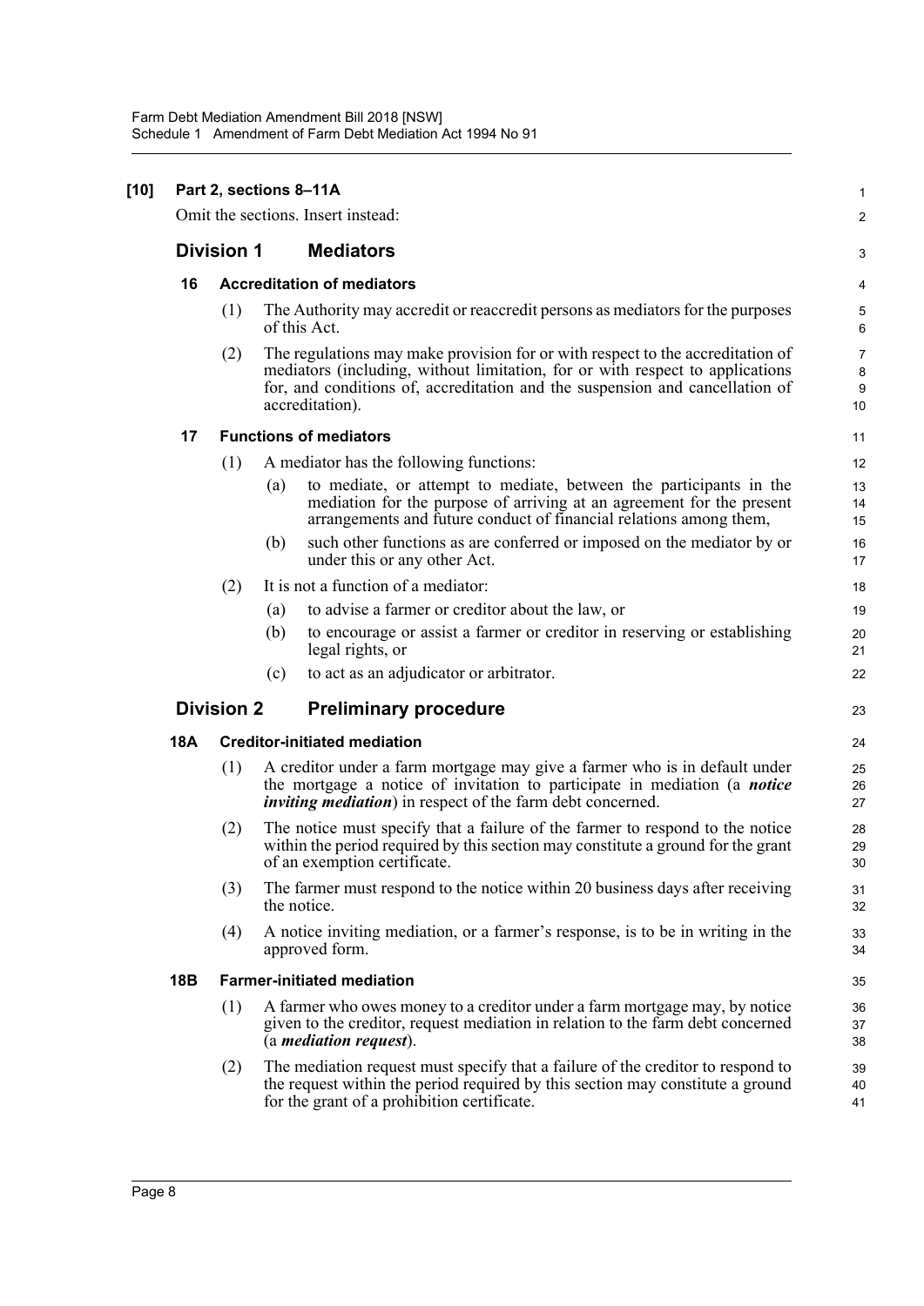**[10] Part 2, sections 8–11A**

Omit the sections. Insert instead:

## Division 1 Mediators

### 16 Accreditation of mediators

(1) The Authority may accredit or reaccredit persons as mediators for the purposes of this Act.

(2) The regulations may make provision for or with respect to the accreditation of mediators (including, without limitation, for or with respect to applications for, and conditions of, accreditation and the suspension and cancellation of accreditation).

### 17 Functions of mediators

(1) A mediator has the following functions:

(a) to mediate, or attempt to mediate, between the participants in the mediation for the purpose of arriving at an agreement for the present arrangements and future conduct of financial relations among them,

(b) such other functions as are conferred or imposed on the mediator by or under this or any other Act.

(2) It is not a function of a mediator:

(a) to advise a farmer or creditor about the law, or

(b) to encourage or assist a farmer or creditor in reserving or establishing legal rights, or

(c) to act as an adjudicator or arbitrator.

## Division 2 Preliminary procedure

### 18A Creditor-initiated mediation

(1) A creditor under a farm mortgage may give a farmer who is in default under the mortgage a notice of invitation to participate in mediation (a ***notice inviting mediation***) in respect of the farm debt concerned.

(2) The notice must specify that a failure of the farmer to respond to the notice within the period required by this section may constitute a ground for the grant of an exemption certificate.

(3) The farmer must respond to the notice within 20 business days after receiving the notice.

(4) A notice inviting mediation, or a farmer's response, is to be in writing in the approved form.

### 18B Farmer-initiated mediation

(1) A farmer who owes money to a creditor under a farm mortgage may, by notice given to the creditor, request mediation in relation to the farm debt concerned (a ***mediation request***).

(2) The mediation request must specify that a failure of the creditor to respond to the request within the period required by this section may constitute a ground for the grant of a prohibition certificate.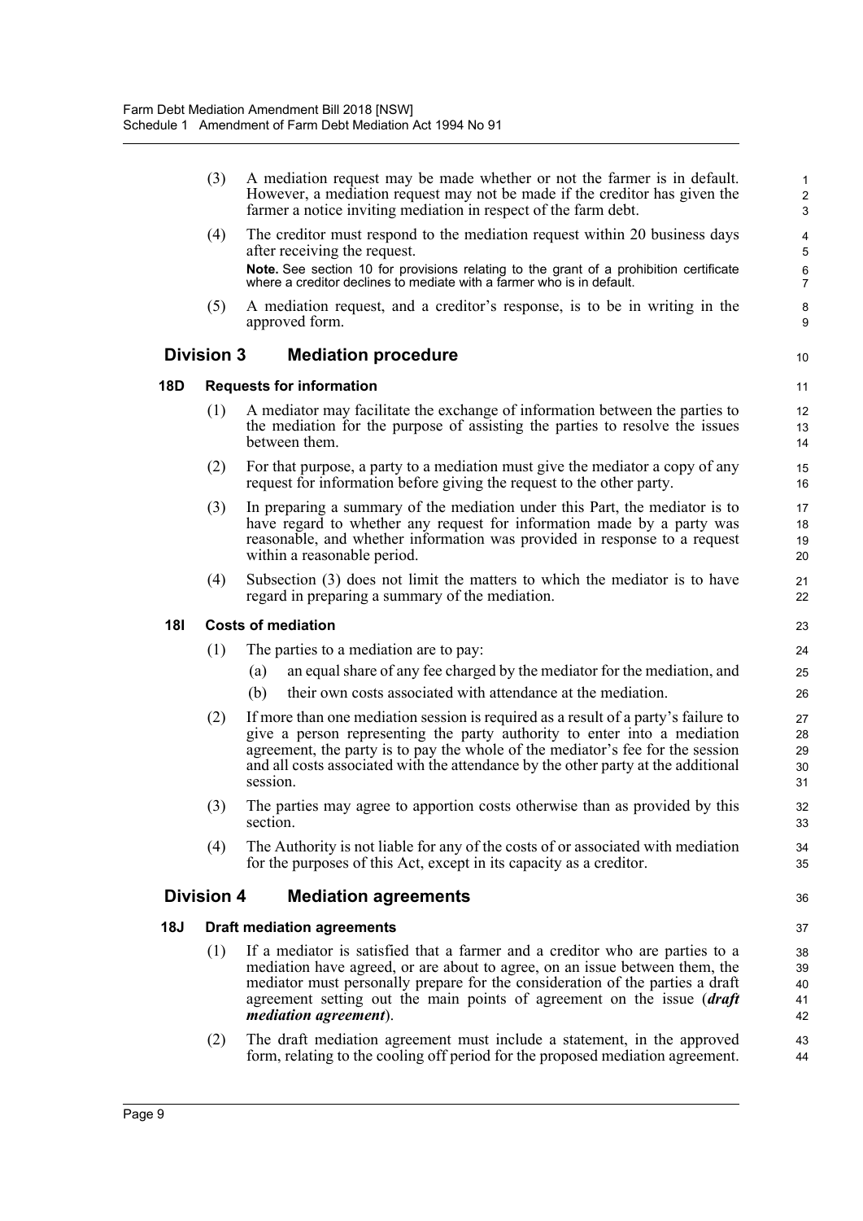(3) A mediation request may be made whether or not the farmer is in default. However, a mediation request may not be made if the creditor has given the farmer a notice inviting mediation in respect of the farm debt.

(4) The creditor must respond to the mediation request within 20 business days after receiving the request.

**Note.** See section 10 for provisions relating to the grant of a prohibition certificate where a creditor declines to mediate with a farmer who is in default.

(5) A mediation request, and a creditor's response, is to be in writing in the approved form.

## Division 3 Mediation procedure

### 18D Requests for information

(1) A mediator may facilitate the exchange of information between the parties to the mediation for the purpose of assisting the parties to resolve the issues between them.

(2) For that purpose, a party to a mediation must give the mediator a copy of any request for information before giving the request to the other party.

(3) In preparing a summary of the mediation under this Part, the mediator is to have regard to whether any request for information made by a party was reasonable, and whether information was provided in response to a request within a reasonable period.

(4) Subsection (3) does not limit the matters to which the mediator is to have regard in preparing a summary of the mediation.

### 18I Costs of mediation

(1) The parties to a mediation are to pay:

(a) an equal share of any fee charged by the mediator for the mediation, and

(b) their own costs associated with attendance at the mediation.

(2) If more than one mediation session is required as a result of a party's failure to give a person representing the party authority to enter into a mediation agreement, the party is to pay the whole of the mediator's fee for the session and all costs associated with the attendance by the other party at the additional session.

(3) The parties may agree to apportion costs otherwise than as provided by this section.

(4) The Authority is not liable for any of the costs of or associated with mediation for the purposes of this Act, except in its capacity as a creditor.

## Division 4 Mediation agreements

### 18J Draft mediation agreements

(1) If a mediator is satisfied that a farmer and a creditor who are parties to a mediation have agreed, or are about to agree, on an issue between them, the mediator must personally prepare for the consideration of the parties a draft agreement setting out the main points of agreement on the issue (***draft mediation agreement***).

(2) The draft mediation agreement must include a statement, in the approved form, relating to the cooling off period for the proposed mediation agreement.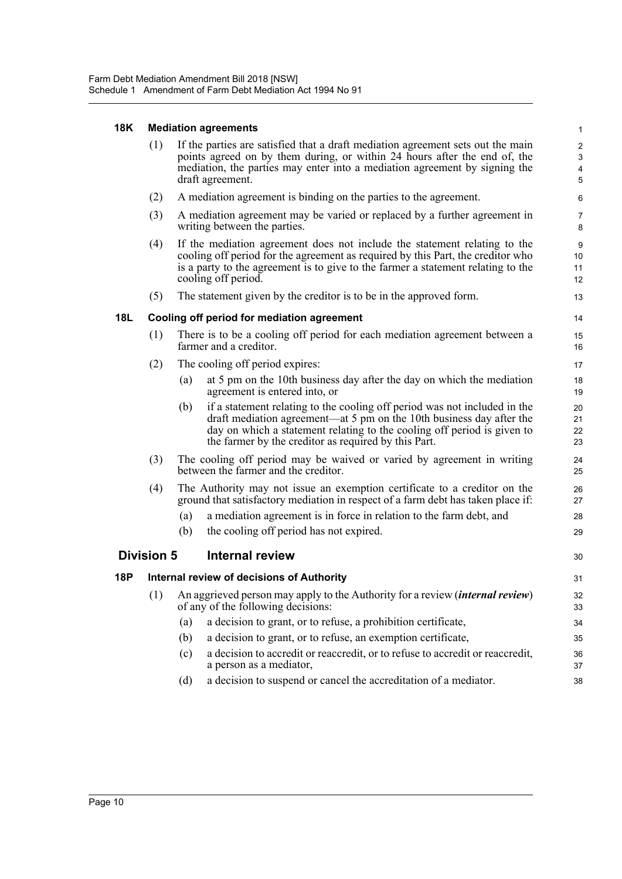#### 18K Mediation agreements

(1) If the parties are satisfied that a draft mediation agreement sets out the main points agreed on by them during, or within 24 hours after the end of, the mediation, the parties may enter into a mediation agreement by signing the draft agreement.

(2) A mediation agreement is binding on the parties to the agreement.

(3) A mediation agreement may be varied or replaced by a further agreement in writing between the parties.

(4) If the mediation agreement does not include the statement relating to the cooling off period for the agreement as required by this Part, the creditor who is a party to the agreement is to give to the farmer a statement relating to the cooling off period.

(5) The statement given by the creditor is to be in the approved form.

#### 18L Cooling off period for mediation agreement

(1) There is to be a cooling off period for each mediation agreement between a farmer and a creditor.

(2) The cooling off period expires:

(a) at 5 pm on the 10th business day after the day on which the mediation agreement is entered into, or

(b) if a statement relating to the cooling off period was not included in the draft mediation agreement—at 5 pm on the 10th business day after the day on which a statement relating to the cooling off period is given to the farmer by the creditor as required by this Part.

(3) The cooling off period may be waived or varied by agreement in writing between the farmer and the creditor.

(4) The Authority may not issue an exemption certificate to a creditor on the ground that satisfactory mediation in respect of a farm debt has taken place if:

(a) a mediation agreement is in force in relation to the farm debt, and

(b) the cooling off period has not expired.

### Division 5 Internal review

#### 18P Internal review of decisions of Authority

(1) An aggrieved person may apply to the Authority for a review (***internal review***) of any of the following decisions:

(a) a decision to grant, or to refuse, a prohibition certificate,

(b) a decision to grant, or to refuse, an exemption certificate,

(c) a decision to accredit or reaccredit, or to refuse to accredit or reaccredit, a person as a mediator,

(d) a decision to suspend or cancel the accreditation of a mediator.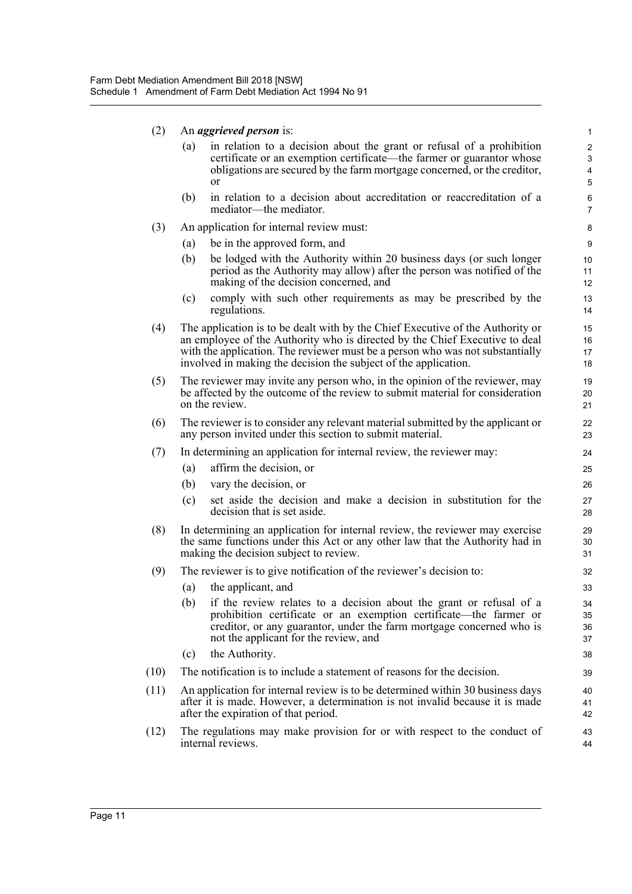(2) An ***aggrieved person*** is:

(a) in relation to a decision about the grant or refusal of a prohibition certificate or an exemption certificate—the farmer or guarantor whose obligations are secured by the farm mortgage concerned, or the creditor, or

(b) in relation to a decision about accreditation or reaccreditation of a mediator—the mediator.

(3) An application for internal review must:

(a) be in the approved form, and

(b) be lodged with the Authority within 20 business days (or such longer period as the Authority may allow) after the person was notified of the making of the decision concerned, and

(c) comply with such other requirements as may be prescribed by the regulations.

(4) The application is to be dealt with by the Chief Executive of the Authority or an employee of the Authority who is directed by the Chief Executive to deal with the application. The reviewer must be a person who was not substantially involved in making the decision the subject of the application.

(5) The reviewer may invite any person who, in the opinion of the reviewer, may be affected by the outcome of the review to submit material for consideration on the review.

(6) The reviewer is to consider any relevant material submitted by the applicant or any person invited under this section to submit material.

(7) In determining an application for internal review, the reviewer may:

(a) affirm the decision, or

(b) vary the decision, or

(c) set aside the decision and make a decision in substitution for the decision that is set aside.

(8) In determining an application for internal review, the reviewer may exercise the same functions under this Act or any other law that the Authority had in making the decision subject to review.

(9) The reviewer is to give notification of the reviewer's decision to:

(a) the applicant, and

(b) if the review relates to a decision about the grant or refusal of a prohibition certificate or an exemption certificate—the farmer or creditor, or any guarantor, under the farm mortgage concerned who is not the applicant for the review, and

(c) the Authority.

(10) The notification is to include a statement of reasons for the decision.

(11) An application for internal review is to be determined within 30 business days after it is made. However, a determination is not invalid because it is made after the expiration of that period.

(12) The regulations may make provision for or with respect to the conduct of internal reviews.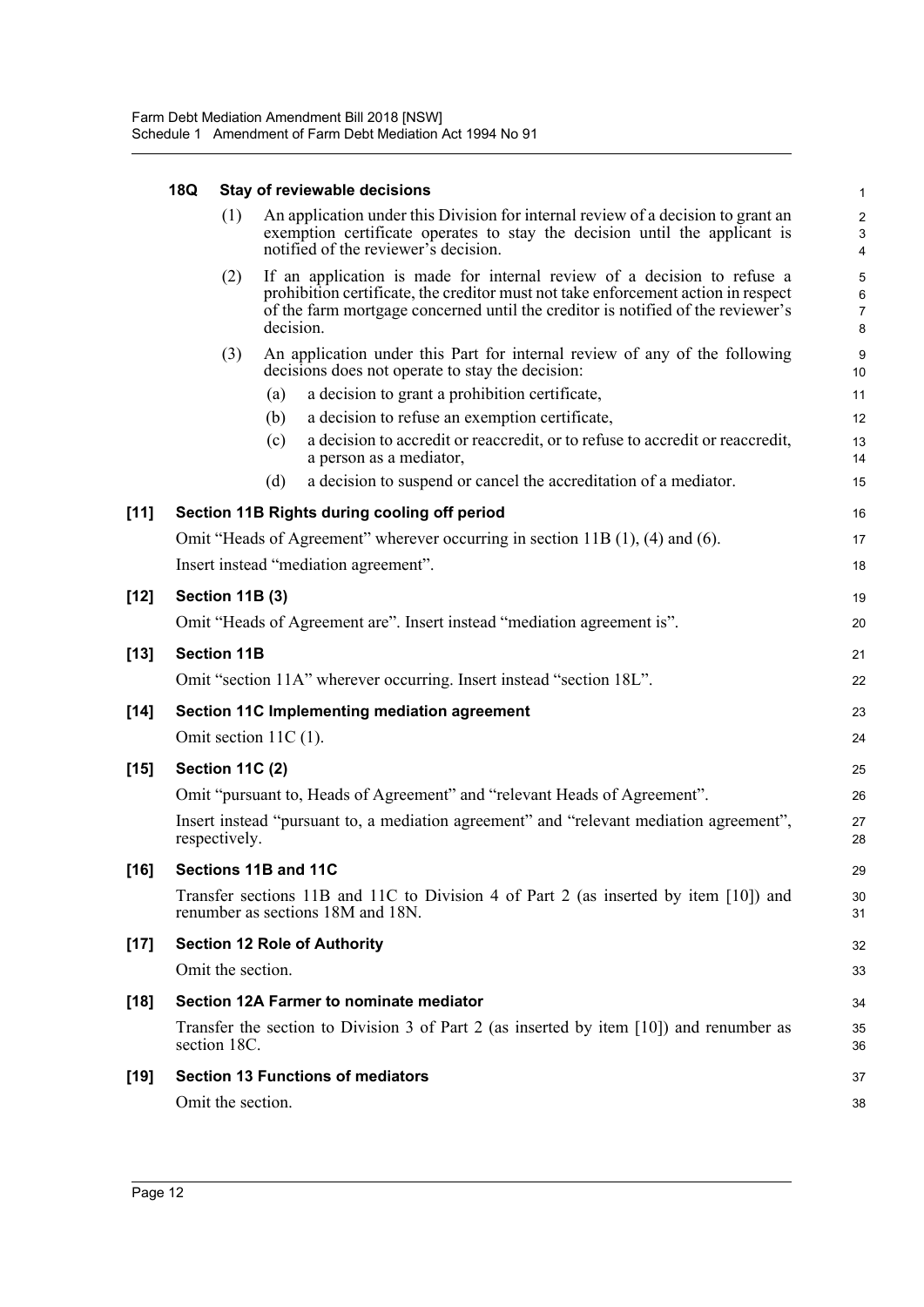**18Q Stay of reviewable decisions**

(1) An application under this Division for internal review of a decision to grant an exemption certificate operates to stay the decision until the applicant is notified of the reviewer's decision.

(2) If an application is made for internal review of a decision to refuse a prohibition certificate, the creditor must not take enforcement action in respect of the farm mortgage concerned until the creditor is notified of the reviewer's decision.

(3) An application under this Part for internal review of any of the following decisions does not operate to stay the decision:

(a) a decision to grant a prohibition certificate,

(b) a decision to refuse an exemption certificate,

(c) a decision to accredit or reaccredit, or to refuse to accredit or reaccredit, a person as a mediator,

(d) a decision to suspend or cancel the accreditation of a mediator.

**[11] Section 11B Rights during cooling off period**

Omit "Heads of Agreement" wherever occurring in section 11B (1), (4) and (6).

Insert instead "mediation agreement".

**[12] Section 11B (3)**

Omit "Heads of Agreement are". Insert instead "mediation agreement is".

**[13] Section 11B**

Omit "section 11A" wherever occurring. Insert instead "section 18L".

**[14] Section 11C Implementing mediation agreement**

Omit section 11C (1).

**[15] Section 11C (2)**

Omit "pursuant to, Heads of Agreement" and "relevant Heads of Agreement".

Insert instead "pursuant to, a mediation agreement" and "relevant mediation agreement", respectively.

**[16] Sections 11B and 11C**

Transfer sections 11B and 11C to Division 4 of Part 2 (as inserted by item [10]) and renumber as sections 18M and 18N.

**[17] Section 12 Role of Authority**

Omit the section.

**[18] Section 12A Farmer to nominate mediator**

Transfer the section to Division 3 of Part 2 (as inserted by item [10]) and renumber as section 18C.

**[19] Section 13 Functions of mediators**

Omit the section.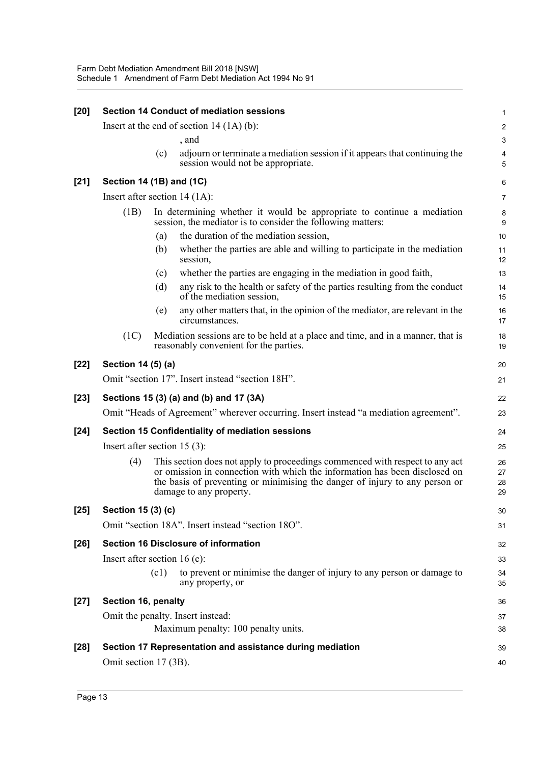**[20] Section 14 Conduct of mediation sessions**

Insert at the end of section 14 (1A) (b):

, and

(c) adjourn or terminate a mediation session if it appears that continuing the session would not be appropriate.

**[21] Section 14 (1B) and (1C)**

Insert after section 14 (1A):

(1B) In determining whether it would be appropriate to continue a mediation session, the mediator is to consider the following matters:

(a) the duration of the mediation session,

(b) whether the parties are able and willing to participate in the mediation session,

(c) whether the parties are engaging in the mediation in good faith,

(d) any risk to the health or safety of the parties resulting from the conduct of the mediation session,

(e) any other matters that, in the opinion of the mediator, are relevant in the circumstances.

(1C) Mediation sessions are to be held at a place and time, and in a manner, that is reasonably convenient for the parties.

**[22] Section 14 (5) (a)**

Omit "section 17". Insert instead "section 18H".

**[23] Sections 15 (3) (a) and (b) and 17 (3A)**

Omit "Heads of Agreement" wherever occurring. Insert instead "a mediation agreement".

**[24] Section 15 Confidentiality of mediation sessions**

Insert after section 15 (3):

(4) This section does not apply to proceedings commenced with respect to any act or omission in connection with which the information has been disclosed on the basis of preventing or minimising the danger of injury to any person or damage to any property.

**[25] Section 15 (3) (c)**

Omit "section 18A". Insert instead "section 18O".

**[26] Section 16 Disclosure of information**

Insert after section 16 (c):

(c1) to prevent or minimise the danger of injury to any person or damage to any property, or

**[27] Section 16, penalty**

Omit the penalty. Insert instead:

Maximum penalty: 100 penalty units.

**[28] Section 17 Representation and assistance during mediation**

Omit section 17 (3B).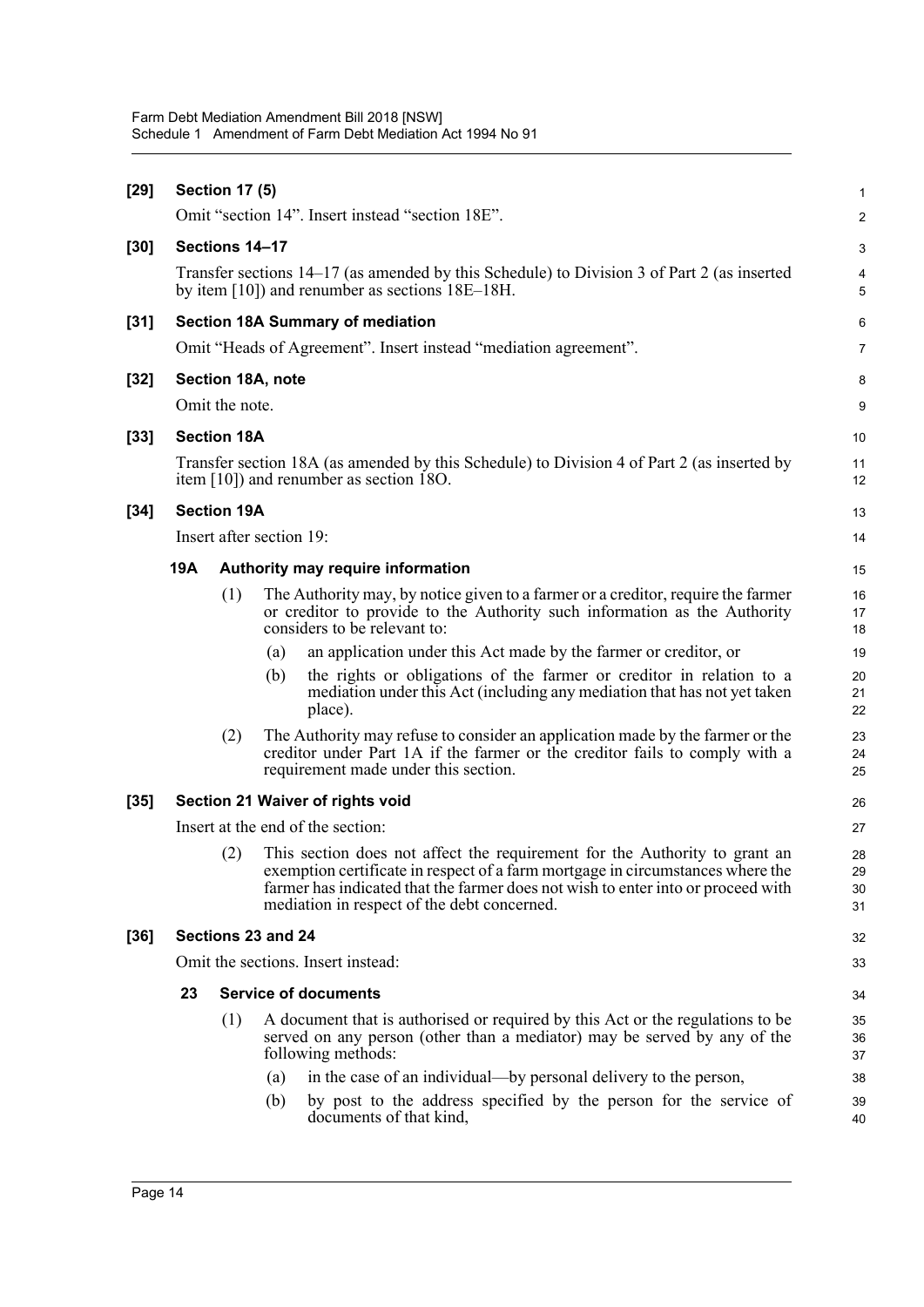**[29] Section 17 (5)**

Omit "section 14". Insert instead "section 18E".

**[30] Sections 14–17**

Transfer sections 14–17 (as amended by this Schedule) to Division 3 of Part 2 (as inserted by item [10]) and renumber as sections 18E–18H.

**[31] Section 18A Summary of mediation**

Omit "Heads of Agreement". Insert instead "mediation agreement".

**[32] Section 18A, note**

Omit the note.

**[33] Section 18A**

Transfer section 18A (as amended by this Schedule) to Division 4 of Part 2 (as inserted by item [10]) and renumber as section 18O.

**[34] Section 19A**

Insert after section 19:

**19A Authority may require information**

(1) The Authority may, by notice given to a farmer or a creditor, require the farmer or creditor to provide to the Authority such information as the Authority considers to be relevant to:

(a) an application under this Act made by the farmer or creditor, or

(b) the rights or obligations of the farmer or creditor in relation to a mediation under this Act (including any mediation that has not yet taken place).

(2) The Authority may refuse to consider an application made by the farmer or the creditor under Part 1A if the farmer or the creditor fails to comply with a requirement made under this section.

**[35] Section 21 Waiver of rights void**

Insert at the end of the section:

(2) This section does not affect the requirement for the Authority to grant an exemption certificate in respect of a farm mortgage in circumstances where the farmer has indicated that the farmer does not wish to enter into or proceed with mediation in respect of the debt concerned.

**[36] Sections 23 and 24**

Omit the sections. Insert instead:

**23 Service of documents**

(1) A document that is authorised or required by this Act or the regulations to be served on any person (other than a mediator) may be served by any of the following methods:

(a) in the case of an individual—by personal delivery to the person,

(b) by post to the address specified by the person for the service of documents of that kind,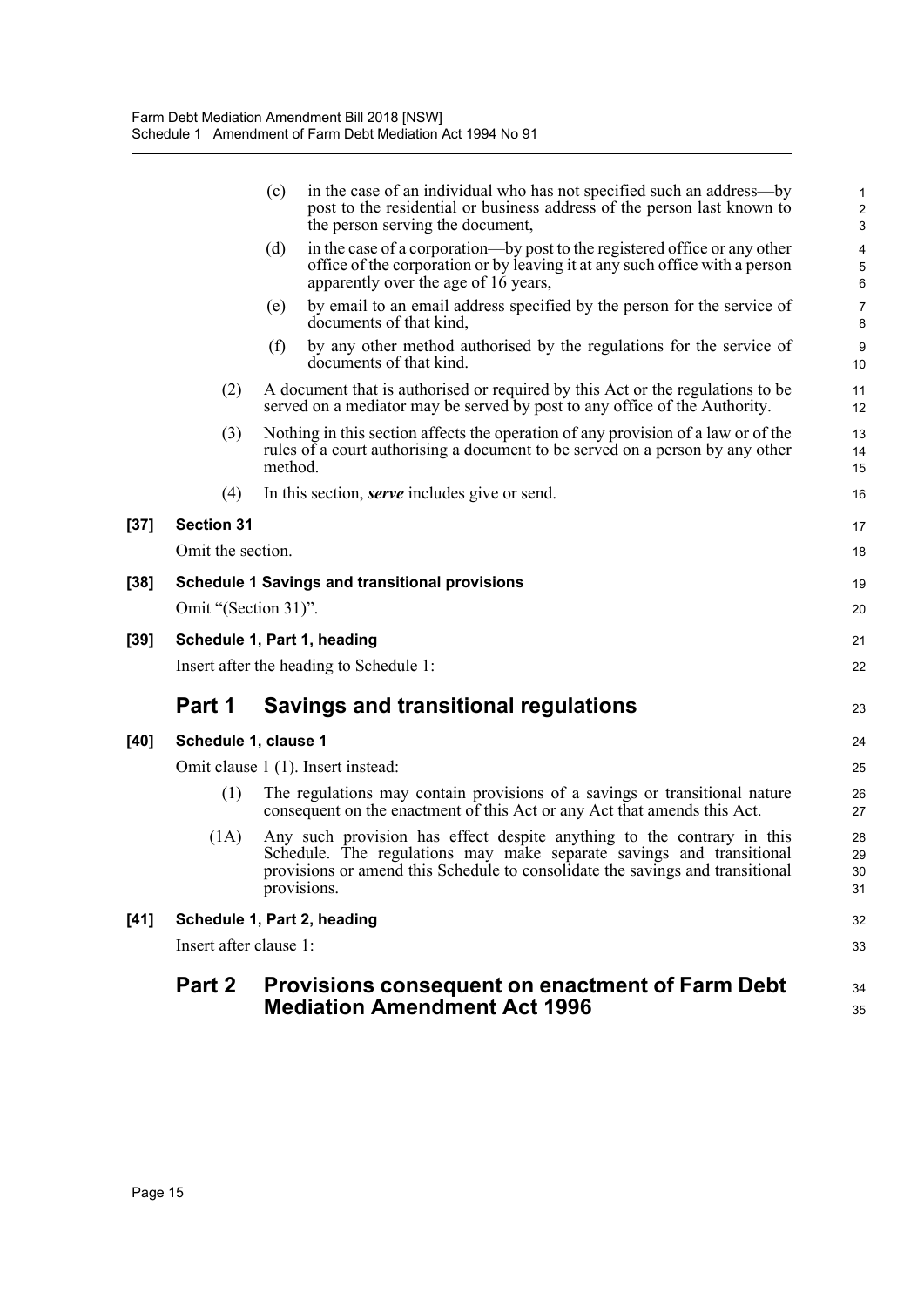(c) in the case of an individual who has not specified such an address—by post to the residential or business address of the person last known to the person serving the document,

(d) in the case of a corporation—by post to the registered office or any other office of the corporation or by leaving it at any such office with a person apparently over the age of 16 years,

(e) by email to an email address specified by the person for the service of documents of that kind,

(f) by any other method authorised by the regulations for the service of documents of that kind.

(2) A document that is authorised or required by this Act or the regulations to be served on a mediator may be served by post to any office of the Authority.

(3) Nothing in this section affects the operation of any provision of a law or of the rules of a court authorising a document to be served on a person by any other method.

(4) In this section, ***serve*** includes give or send.

**[37] Section 31**

Omit the section.

**[38] Schedule 1 Savings and transitional provisions**

Omit "(Section 31)".

**[39] Schedule 1, Part 1, heading**

Insert after the heading to Schedule 1:

## Part 1 Savings and transitional regulations

**[40] Schedule 1, clause 1**

Omit clause 1 (1). Insert instead:

(1) The regulations may contain provisions of a savings or transitional nature consequent on the enactment of this Act or any Act that amends this Act.

(1A) Any such provision has effect despite anything to the contrary in this Schedule. The regulations may make separate savings and transitional provisions or amend this Schedule to consolidate the savings and transitional provisions.

**[41] Schedule 1, Part 2, heading**

Insert after clause 1:

## Part 2 Provisions consequent on enactment of Farm Debt Mediation Amendment Act 1996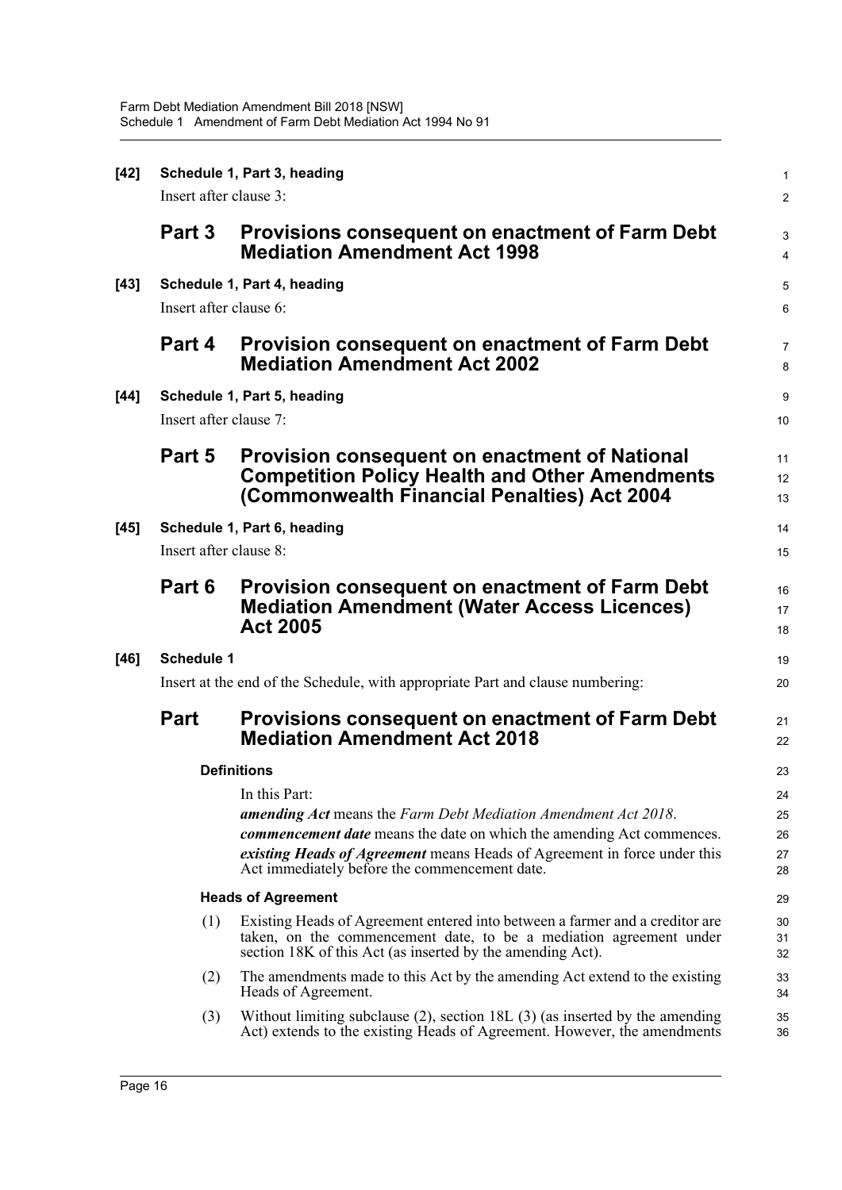**[42] Schedule 1, Part 3, heading**

Insert after clause 3:

## Part 3 Provisions consequent on enactment of Farm Debt Mediation Amendment Act 1998

**[43] Schedule 1, Part 4, heading**

Insert after clause 6:

## Part 4 Provision consequent on enactment of Farm Debt Mediation Amendment Act 2002

**[44] Schedule 1, Part 5, heading**

Insert after clause 7:

## Part 5 Provision consequent on enactment of National Competition Policy Health and Other Amendments (Commonwealth Financial Penalties) Act 2004

**[45] Schedule 1, Part 6, heading**

Insert after clause 8:

## Part 6 Provision consequent on enactment of Farm Debt Mediation Amendment (Water Access Licences) Act 2005

**[46] Schedule 1**

Insert at the end of the Schedule, with appropriate Part and clause numbering:

## Part Provisions consequent on enactment of Farm Debt Mediation Amendment Act 2018

### Definitions

In this Part:

***amending Act*** means the *Farm Debt Mediation Amendment Act 2018*.

***commencement date*** means the date on which the amending Act commences.

***existing Heads of Agreement*** means Heads of Agreement in force under this Act immediately before the commencement date.

### Heads of Agreement

(1) Existing Heads of Agreement entered into between a farmer and a creditor are taken, on the commencement date, to be a mediation agreement under section 18K of this Act (as inserted by the amending Act).

(2) The amendments made to this Act by the amending Act extend to the existing Heads of Agreement.

(3) Without limiting subclause (2), section 18L (3) (as inserted by the amending Act) extends to the existing Heads of Agreement. However, the amendments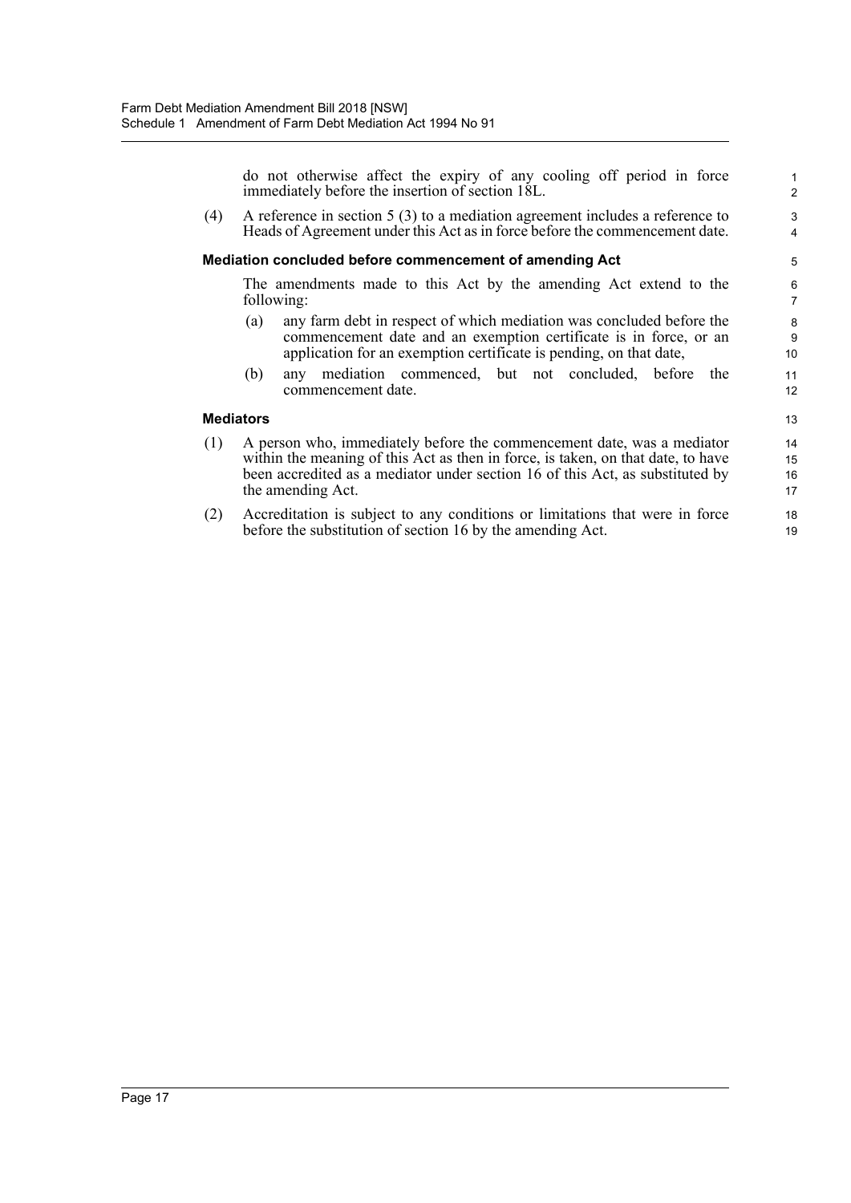do not otherwise affect the expiry of any cooling off period in force immediately before the insertion of section 18L.

(4) A reference in section 5 (3) to a mediation agreement includes a reference to Heads of Agreement under this Act as in force before the commencement date.

**Mediation concluded before commencement of amending Act**

The amendments made to this Act by the amending Act extend to the following:

(a) any farm debt in respect of which mediation was concluded before the commencement date and an exemption certificate is in force, or an application for an exemption certificate is pending, on that date,

(b) any mediation commenced, but not concluded, before the commencement date.

**Mediators**

(1) A person who, immediately before the commencement date, was a mediator within the meaning of this Act as then in force, is taken, on that date, to have been accredited as a mediator under section 16 of this Act, as substituted by the amending Act.

(2) Accreditation is subject to any conditions or limitations that were in force before the substitution of section 16 by the amending Act.